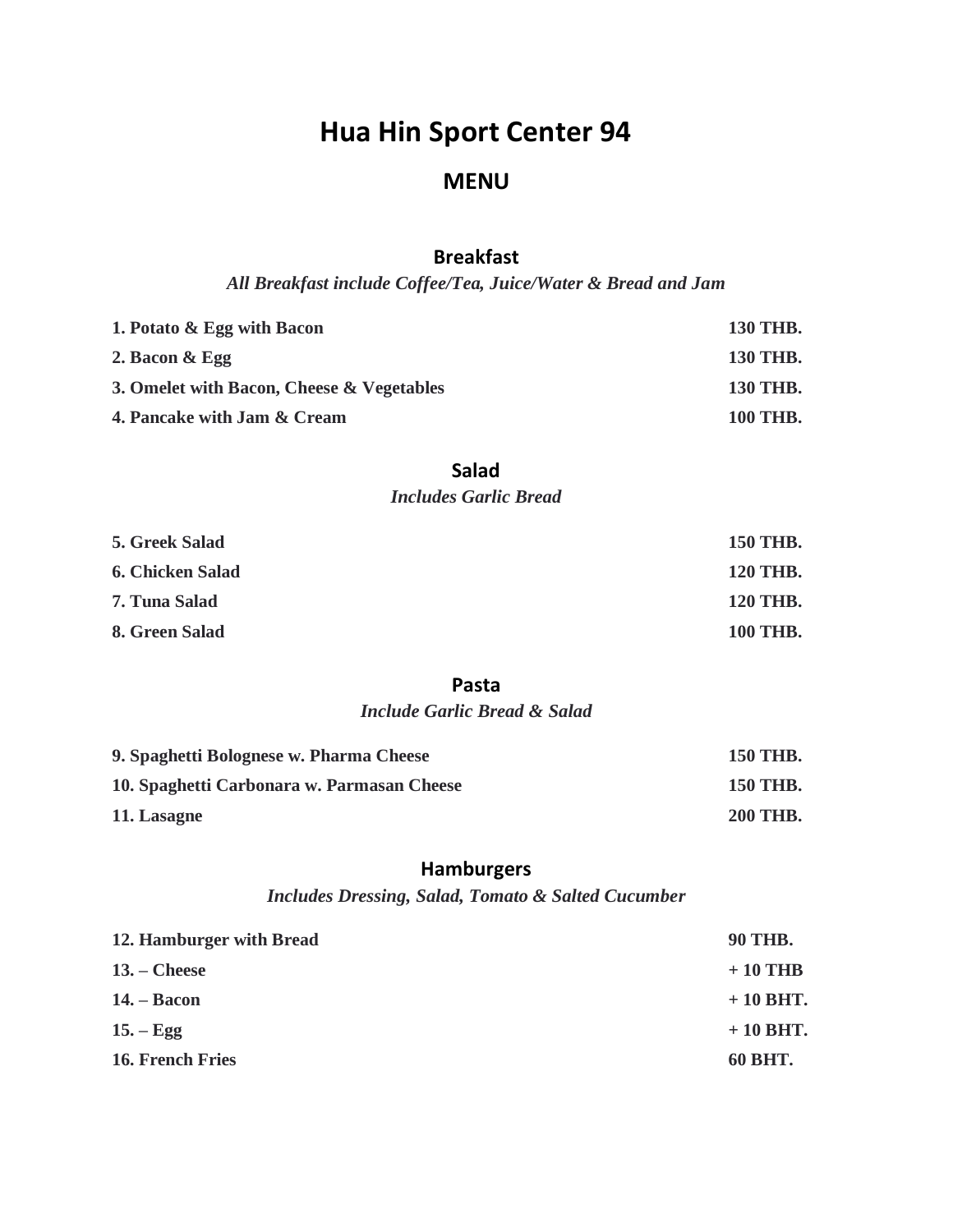# Hua Hin Sport Center 94

## MENU

### Breakfast

*All Breakfast include Coffee/Tea, Juice/Water & Bread and Jam*

| | |
|---|---|
| **1. Potato & Egg with Bacon** | **130 THB.** |
| **2. Bacon & Egg** | **130 THB.** |
| **3. Omelet with Bacon, Cheese & Vegetables** | **130 THB.** |
| **4. Pancake with Jam & Cream** | **100 THB.** |

### Salad

*Includes Garlic Bread*

| | |
|---|---|
| **5. Greek Salad** | **150 THB.** |
| **6. Chicken Salad** | **120 THB.** |
| **7. Tuna Salad** | **120 THB.** |
| **8. Green Salad** | **100 THB.** |

### Pasta

*Include Garlic Bread & Salad*

| | |
|---|---|
| **9. Spaghetti Bolognese w. Pharma Cheese** | **150 THB.** |
| **10. Spaghetti Carbonara w. Parmasan Cheese** | **150 THB.** |
| **11. Lasagne** | **200 THB.** |

### Hamburgers

*Includes Dressing, Salad, Tomato & Salted Cucumber*

| | |
|---|---|
| **12. Hamburger with Bread** | **90 THB.** |
| **13. – Cheese** | **+ 10 THB** |
| **14. – Bacon** | **+ 10 BHT.** |
| **15. – Egg** | **+ 10 BHT.** |
| **16. French Fries** | **60 BHT.** |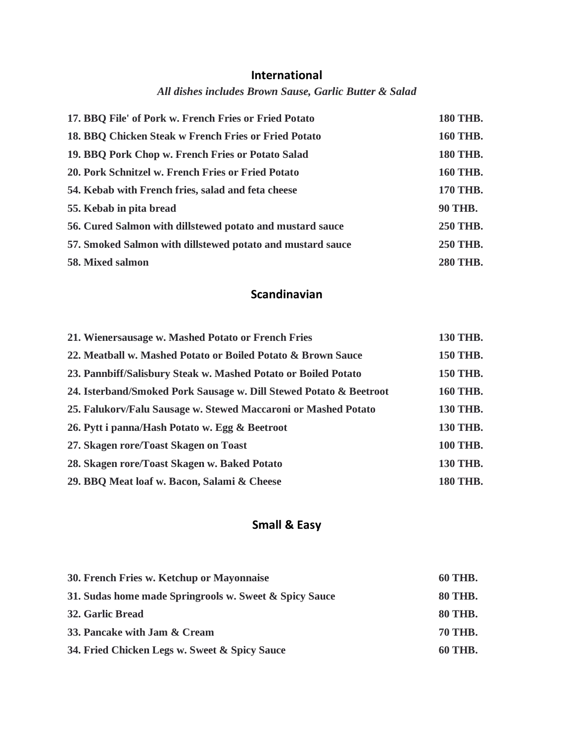## International

*All dishes includes Brown Sause, Garlic Butter & Salad*

| | |
|---|---|
| **17. BBQ File' of Pork w. French Fries or Fried Potato** | **180 THB.** |
| **18. BBQ Chicken Steak w French Fries or Fried Potato** | **160 THB.** |
| **19. BBQ Pork Chop w. French Fries or Potato Salad** | **180 THB.** |
| **20. Pork Schnitzel w. French Fries or Fried Potato** | **160 THB.** |
| **54. Kebab with French fries, salad and feta cheese** | **170 THB.** |
| **55. Kebab in pita bread** | **90 THB.** |
| **56. Cured Salmon with dillstewed potato and mustard sauce** | **250 THB.** |
| **57. Smoked Salmon with dillstewed potato and mustard sauce** | **250 THB.** |
| **58. Mixed salmon** | **280 THB.** |

## Scandinavian

| | |
|---|---|
| **21. Wienersausage w. Mashed Potato or French Fries** | **130 THB.** |
| **22. Meatball w. Mashed Potato or Boiled Potato & Brown Sauce** | **150 THB.** |
| **23. Pannbiff/Salisbury Steak w. Mashed Potato or Boiled Potato** | **150 THB.** |
| **24. Isterband/Smoked Pork Sausage w. Dill Stewed Potato & Beetroot** | **160 THB.** |
| **25. Falukorv/Falu Sausage w. Stewed Maccaroni or Mashed Potato** | **130 THB.** |
| **26. Pytt i panna/Hash Potato w. Egg & Beetroot** | **130 THB.** |
| **27. Skagen rore/Toast Skagen on Toast** | **100 THB.** |
| **28. Skagen rore/Toast Skagen w. Baked Potato** | **130 THB.** |
| **29. BBQ Meat loaf w. Bacon, Salami & Cheese** | **180 THB.** |

## Small & Easy

| | |
|---|---|
| **30. French Fries w. Ketchup or Mayonnaise** | **60 THB.** |
| **31. Sudas home made Springrools w. Sweet & Spicy Sauce** | **80 THB.** |
| **32. Garlic Bread** | **80 THB.** |
| **33. Pancake with Jam & Cream** | **70 THB.** |
| **34. Fried Chicken Legs w. Sweet & Spicy Sauce** | **60 THB.** |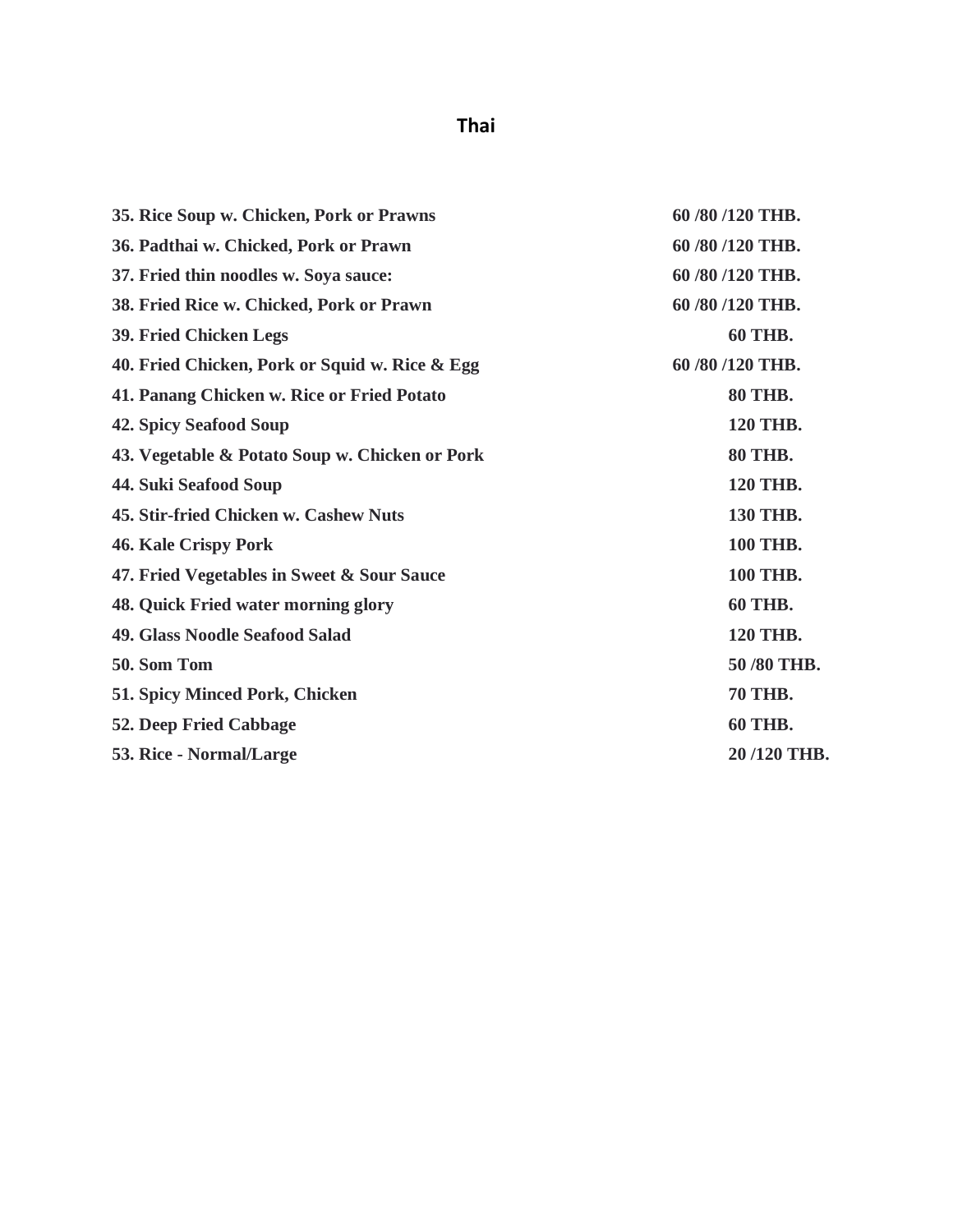## Thai

| | |
|---|---|
| **35. Rice Soup w. Chicken, Pork or Prawns** | **60 /80 /120 THB.** |
| **36. Padthai w. Chicked, Pork or Prawn** | **60 /80 /120 THB.** |
| **37. Fried thin noodles w. Soya sauce:** | **60 /80 /120 THB.** |
| **38. Fried Rice w. Chicked, Pork or Prawn** | **60 /80 /120 THB.** |
| **39. Fried Chicken Legs** | **60 THB.** |
| **40. Fried Chicken, Pork or Squid w. Rice & Egg** | **60 /80 /120 THB.** |
| **41. Panang Chicken w. Rice or Fried Potato** | **80 THB.** |
| **42. Spicy Seafood Soup** | **120 THB.** |
| **43. Vegetable & Potato Soup w. Chicken or Pork** | **80 THB.** |
| **44. Suki Seafood Soup** | **120 THB.** |
| **45. Stir-fried Chicken w. Cashew Nuts** | **130 THB.** |
| **46. Kale Crispy Pork** | **100 THB.** |
| **47. Fried Vegetables in Sweet & Sour Sauce** | **100 THB.** |
| **48. Quick Fried water morning glory** | **60 THB.** |
| **49. Glass Noodle Seafood Salad** | **120 THB.** |
| **50. Som Tom** | **50 /80 THB.** |
| **51. Spicy Minced Pork, Chicken** | **70 THB.** |
| **52. Deep Fried Cabbage** | **60 THB.** |
| **53. Rice - Normal/Large** | **20 /120 THB.** |